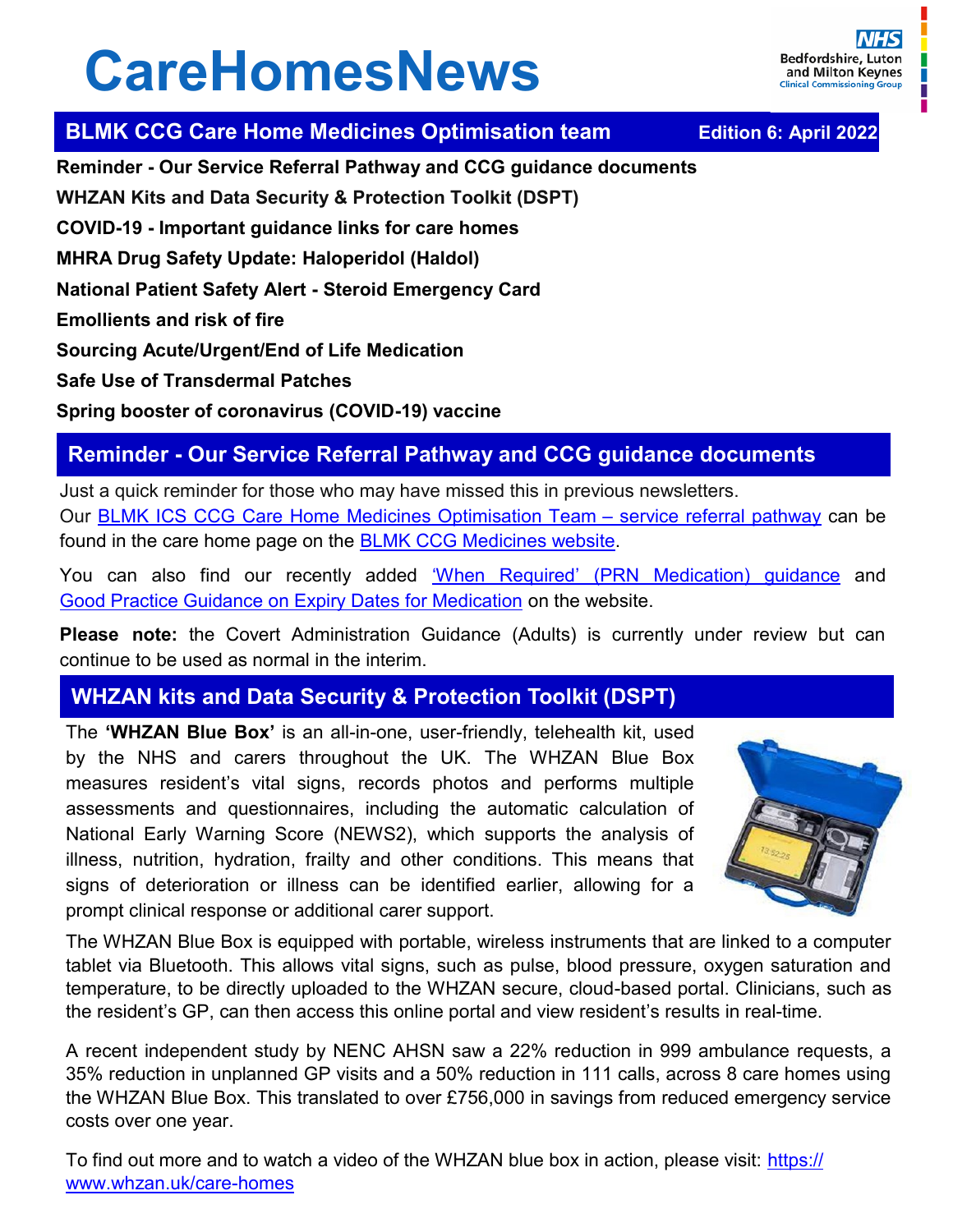# CareHomesNews

**BLMK CCG Care Home Medicines Optimisation team** — **Edition 6: April 2022**

**Reminder - Our Service Referral Pathway and CCG guidance documents**

**WHZAN Kits and Data Security & Protection Toolkit (DSPT)**

**COVID-19 - Important guidance links for care homes**

**MHRA Drug Safety Update: Haloperidol (Haldol)**

**National Patient Safety Alert - Steroid Emergency Card**

**Emollients and risk of fire**

**Sourcing Acute/Urgent/End of Life Medication**

**Safe Use of Transdermal Patches**

**Spring booster of coronavirus (COVID-19) vaccine**

## Reminder - Our Service Referral Pathway and CCG guidance documents

Just a quick reminder for those who may have missed this in previous newsletters.
Our BLMK ICS CCG Care Home Medicines Optimisation Team – service referral pathway can be found in the care home page on the BLMK CCG Medicines website.

You can also find our recently added 'When Required' (PRN Medication) guidance and Good Practice Guidance on Expiry Dates for Medication on the website.

**Please note:** the Covert Administration Guidance (Adults) is currently under review but can continue to be used as normal in the interim.

## WHZAN kits and Data Security & Protection Toolkit (DSPT)

The **'WHZAN Blue Box'** is an all-in-one, user-friendly, telehealth kit, used by the NHS and carers throughout the UK. The WHZAN Blue Box measures resident's vital signs, records photos and performs multiple assessments and questionnaires, including the automatic calculation of National Early Warning Score (NEWS2), which supports the analysis of illness, nutrition, hydration, frailty and other conditions. This means that signs of deterioration or illness can be identified earlier, allowing for a prompt clinical response or additional carer support.

The WHZAN Blue Box is equipped with portable, wireless instruments that are linked to a computer tablet via Bluetooth. This allows vital signs, such as pulse, blood pressure, oxygen saturation and temperature, to be directly uploaded to the WHZAN secure, cloud-based portal. Clinicians, such as the resident's GP, can then access this online portal and view resident's results in real-time.

A recent independent study by NENC AHSN saw a 22% reduction in 999 ambulance requests, a 35% reduction in unplanned GP visits and a 50% reduction in 111 calls, across 8 care homes using the WHZAN Blue Box. This translated to over £756,000 in savings from reduced emergency service costs over one year.

To find out more and to watch a video of the WHZAN blue box in action, please visit: https://www.whzan.uk/care-homes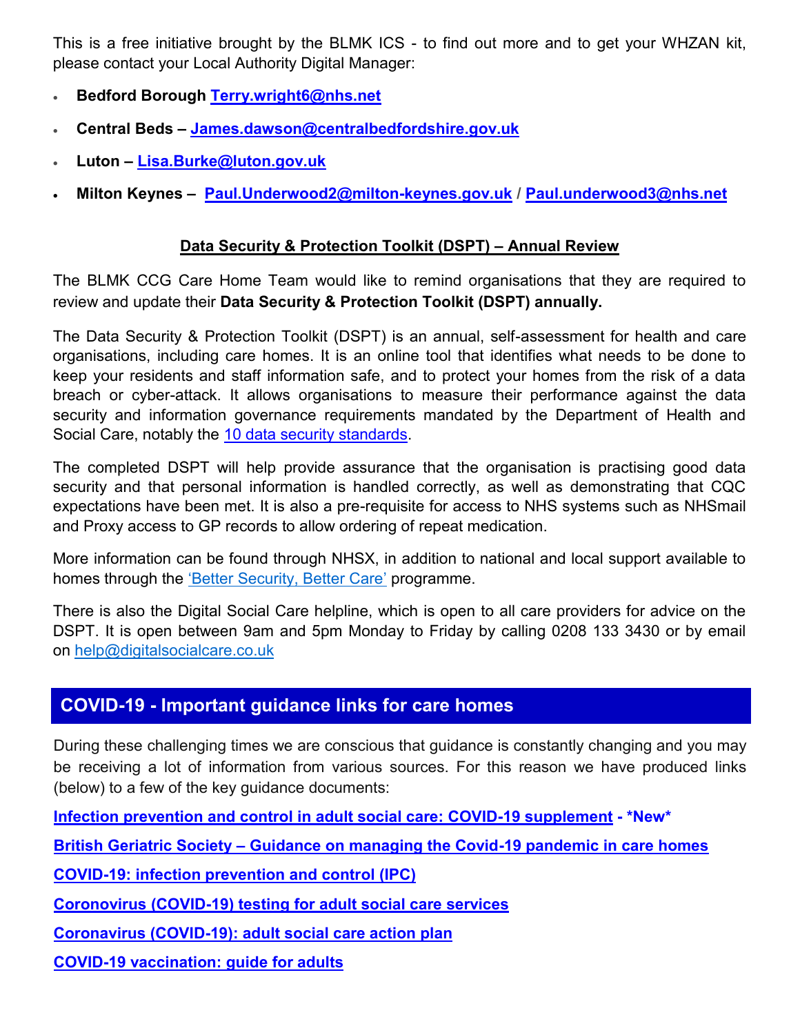This is a free initiative brought by the BLMK ICS - to find out more and to get your WHZAN kit, please contact your Local Authority Digital Manager:

- **Bedford Borough Terry.wright6@nhs.net**
- **Central Beds – James.dawson@centralbedfordshire.gov.uk**
- **Luton – Lisa.Burke@luton.gov.uk**
- **Milton Keynes – Paul.Underwood2@milton-keynes.gov.uk / Paul.underwood3@nhs.net**

## Data Security & Protection Toolkit (DSPT) – Annual Review

The BLMK CCG Care Home Team would like to remind organisations that they are required to review and update their **Data Security & Protection Toolkit (DSPT) annually.**

The Data Security & Protection Toolkit (DSPT) is an annual, self-assessment for health and care organisations, including care homes. It is an online tool that identifies what needs to be done to keep your residents and staff information safe, and to protect your homes from the risk of a data breach or cyber-attack. It allows organisations to measure their performance against the data security and information governance requirements mandated by the Department of Health and Social Care, notably the 10 data security standards.

The completed DSPT will help provide assurance that the organisation is practising good data security and that personal information is handled correctly, as well as demonstrating that CQC expectations have been met. It is also a pre-requisite for access to NHS systems such as NHSmail and Proxy access to GP records to allow ordering of repeat medication.

More information can be found through NHSX, in addition to national and local support available to homes through the 'Better Security, Better Care' programme.

There is also the Digital Social Care helpline, which is open to all care providers for advice on the DSPT. It is open between 9am and 5pm Monday to Friday by calling 0208 133 3430 or by email on help@digitalsocialcare.co.uk

## COVID-19 - Important guidance links for care homes

During these challenging times we are conscious that guidance is constantly changing and you may be receiving a lot of information from various sources. For this reason we have produced links (below) to a few of the key guidance documents:

**Infection prevention and control in adult social care: COVID-19 supplement - *New***

**British Geriatric Society – Guidance on managing the Covid-19 pandemic in care homes**

**COVID-19: infection prevention and control (IPC)**

**Coronovirus (COVID-19) testing for adult social care services**

**Coronavirus (COVID-19): adult social care action plan**

**COVID-19 vaccination: guide for adults**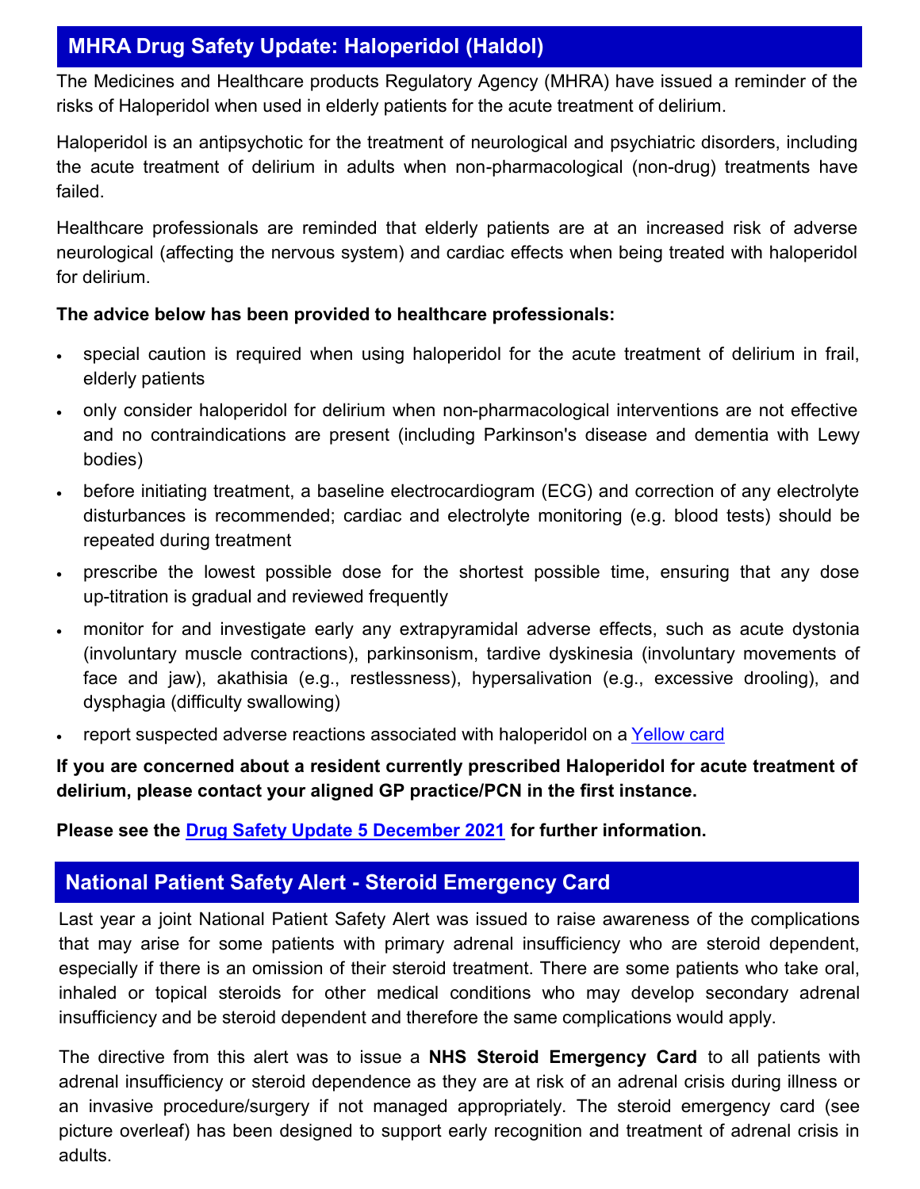## MHRA Drug Safety Update: Haloperidol (Haldol)

The Medicines and Healthcare products Regulatory Agency (MHRA) have issued a reminder of the risks of Haloperidol when used in elderly patients for the acute treatment of delirium.

Haloperidol is an antipsychotic for the treatment of neurological and psychiatric disorders, including the acute treatment of delirium in adults when non-pharmacological (non-drug) treatments have failed.

Healthcare professionals are reminded that elderly patients are at an increased risk of adverse neurological (affecting the nervous system) and cardiac effects when being treated with haloperidol for delirium.

**The advice below has been provided to healthcare professionals:**

- special caution is required when using haloperidol for the acute treatment of delirium in frail, elderly patients
- only consider haloperidol for delirium when non-pharmacological interventions are not effective and no contraindications are present (including Parkinson's disease and dementia with Lewy bodies)
- before initiating treatment, a baseline electrocardiogram (ECG) and correction of any electrolyte disturbances is recommended; cardiac and electrolyte monitoring (e.g. blood tests) should be repeated during treatment
- prescribe the lowest possible dose for the shortest possible time, ensuring that any dose up-titration is gradual and reviewed frequently
- monitor for and investigate early any extrapyramidal adverse effects, such as acute dystonia (involuntary muscle contractions), parkinsonism, tardive dyskinesia (involuntary movements of face and jaw), akathisia (e.g., restlessness), hypersalivation (e.g., excessive drooling), and dysphagia (difficulty swallowing)
- report suspected adverse reactions associated with haloperidol on a Yellow card

**If you are concerned about a resident currently prescribed Haloperidol for acute treatment of delirium, please contact your aligned GP practice/PCN in the first instance.**

**Please see the Drug Safety Update 5 December 2021 for further information.**

## National Patient Safety Alert - Steroid Emergency Card

Last year a joint National Patient Safety Alert was issued to raise awareness of the complications that may arise for some patients with primary adrenal insufficiency who are steroid dependent, especially if there is an omission of their steroid treatment. There are some patients who take oral, inhaled or topical steroids for other medical conditions who may develop secondary adrenal insufficiency and be steroid dependent and therefore the same complications would apply.

The directive from this alert was to issue a **NHS Steroid Emergency Card** to all patients with adrenal insufficiency or steroid dependence as they are at risk of an adrenal crisis during illness or an invasive procedure/surgery if not managed appropriately. The steroid emergency card (see picture overleaf) has been designed to support early recognition and treatment of adrenal crisis in adults.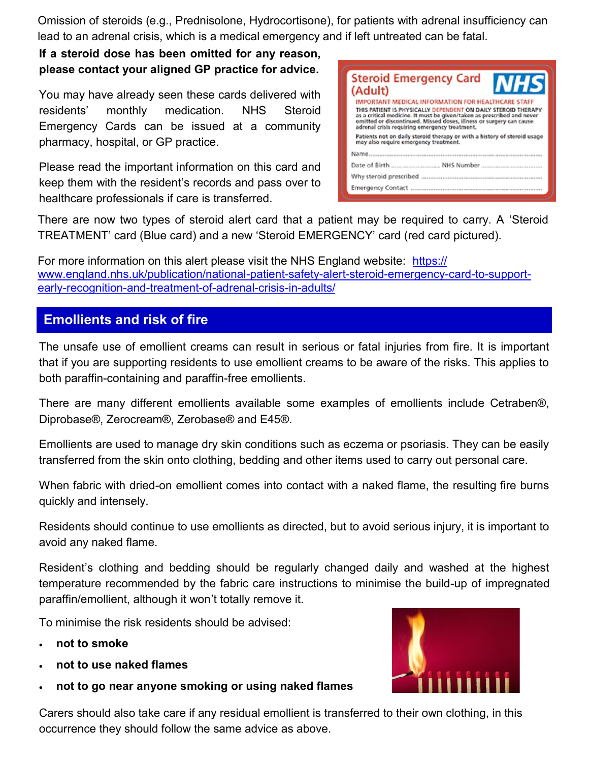Omission of steroids (e.g., Prednisolone, Hydrocortisone), for patients with adrenal insufficiency can lead to an adrenal crisis, which is a medical emergency and if left untreated can be fatal.

**If a steroid dose has been omitted for any reason, please contact your aligned GP practice for advice.**

You may have already seen these cards delivered with residents' monthly medication. NHS Steroid Emergency Cards can be issued at a community pharmacy, hospital, or GP practice.

Please read the important information on this card and keep them with the resident's records and pass over to healthcare professionals if care is transferred.

There are now two types of steroid alert card that a patient may be required to carry. A 'Steroid TREATMENT' card (Blue card) and a new 'Steroid EMERGENCY' card (red card pictured).

For more information on this alert please visit the NHS England website: [https://www.england.nhs.uk/publication/national-patient-safety-alert-steroid-emergency-card-to-support-early-recognition-and-treatment-of-adrenal-crisis-in-adults/](https://www.england.nhs.uk/publication/national-patient-safety-alert-steroid-emergency-card-to-support-early-recognition-and-treatment-of-adrenal-crisis-in-adults/)

## Emollients and risk of fire

The unsafe use of emollient creams can result in serious or fatal injuries from fire. It is important that if you are supporting residents to use emollient creams to be aware of the risks. This applies to both paraffin-containing and paraffin-free emollients.

There are many different emollients available some examples of emollients include Cetraben®, Diprobase®, Zerocream®, Zerobase® and E45®.

Emollients are used to manage dry skin conditions such as eczema or psoriasis. They can be easily transferred from the skin onto clothing, bedding and other items used to carry out personal care.

When fabric with dried-on emollient comes into contact with a naked flame, the resulting fire burns quickly and intensely.

Residents should continue to use emollients as directed, but to avoid serious injury, it is important to avoid any naked flame.

Resident's clothing and bedding should be regularly changed daily and washed at the highest temperature recommended by the fabric care instructions to minimise the build-up of impregnated paraffin/emollient, although it won't totally remove it.

To minimise the risk residents should be advised:

- **not to smoke**
- **not to use naked flames**
- **not to go near anyone smoking or using naked flames**

Carers should also take care if any residual emollient is transferred to their own clothing, in this occurrence they should follow the same advice as above.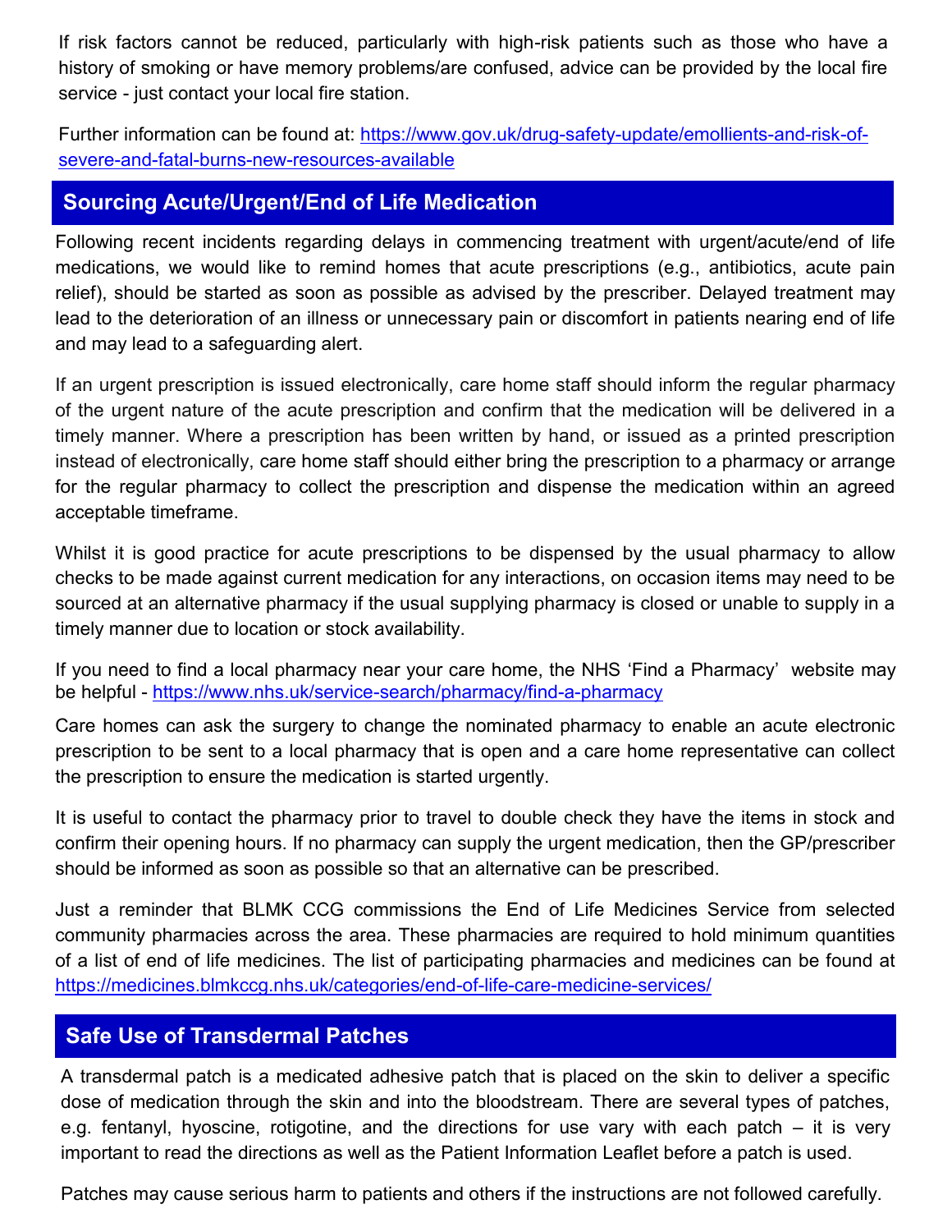If risk factors cannot be reduced, particularly with high-risk patients such as those who have a history of smoking or have memory problems/are confused, advice can be provided by the local fire service - just contact your local fire station.

Further information can be found at: https://www.gov.uk/drug-safety-update/emollients-and-risk-of-severe-and-fatal-burns-new-resources-available

## Sourcing Acute/Urgent/End of Life Medication

Following recent incidents regarding delays in commencing treatment with urgent/acute/end of life medications, we would like to remind homes that acute prescriptions (e.g., antibiotics, acute pain relief), should be started as soon as possible as advised by the prescriber. Delayed treatment may lead to the deterioration of an illness or unnecessary pain or discomfort in patients nearing end of life and may lead to a safeguarding alert.

If an urgent prescription is issued electronically, care home staff should inform the regular pharmacy of the urgent nature of the acute prescription and confirm that the medication will be delivered in a timely manner. Where a prescription has been written by hand, or issued as a printed prescription instead of electronically, care home staff should either bring the prescription to a pharmacy or arrange for the regular pharmacy to collect the prescription and dispense the medication within an agreed acceptable timeframe.

Whilst it is good practice for acute prescriptions to be dispensed by the usual pharmacy to allow checks to be made against current medication for any interactions, on occasion items may need to be sourced at an alternative pharmacy if the usual supplying pharmacy is closed or unable to supply in a timely manner due to location or stock availability.

If you need to find a local pharmacy near your care home, the NHS 'Find a Pharmacy' website may be helpful - https://www.nhs.uk/service-search/pharmacy/find-a-pharmacy

Care homes can ask the surgery to change the nominated pharmacy to enable an acute electronic prescription to be sent to a local pharmacy that is open and a care home representative can collect the prescription to ensure the medication is started urgently.

It is useful to contact the pharmacy prior to travel to double check they have the items in stock and confirm their opening hours. If no pharmacy can supply the urgent medication, then the GP/prescriber should be informed as soon as possible so that an alternative can be prescribed.

Just a reminder that BLMK CCG commissions the End of Life Medicines Service from selected community pharmacies across the area. These pharmacies are required to hold minimum quantities of a list of end of life medicines. The list of participating pharmacies and medicines can be found at https://medicines.blmkccg.nhs.uk/categories/end-of-life-care-medicine-services/

## Safe Use of Transdermal Patches

A transdermal patch is a medicated adhesive patch that is placed on the skin to deliver a specific dose of medication through the skin and into the bloodstream. There are several types of patches, e.g. fentanyl, hyoscine, rotigotine, and the directions for use vary with each patch – it is very important to read the directions as well as the Patient Information Leaflet before a patch is used.

Patches may cause serious harm to patients and others if the instructions are not followed carefully.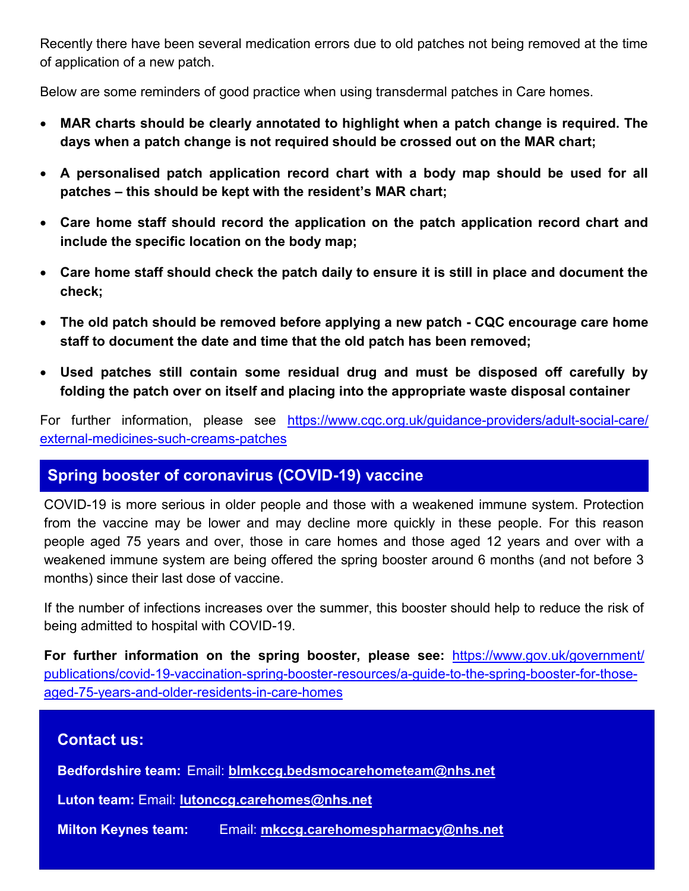Recently there have been several medication errors due to old patches not being removed at the time of application of a new patch.

Below are some reminders of good practice when using transdermal patches in Care homes.

- **MAR charts should be clearly annotated to highlight when a patch change is required. The days when a patch change is not required should be crossed out on the MAR chart;**
- **A personalised patch application record chart with a body map should be used for all patches – this should be kept with the resident's MAR chart;**
- **Care home staff should record the application on the patch application record chart and include the specific location on the body map;**
- **Care home staff should check the patch daily to ensure it is still in place and document the check;**
- **The old patch should be removed before applying a new patch - CQC encourage care home staff to document the date and time that the old patch has been removed;**
- **Used patches still contain some residual drug and must be disposed off carefully by folding the patch over on itself and placing into the appropriate waste disposal container**

For further information, please see https://www.cqc.org.uk/guidance-providers/adult-social-care/external-medicines-such-creams-patches

## Spring booster of coronavirus (COVID-19) vaccine

COVID-19 is more serious in older people and those with a weakened immune system. Protection from the vaccine may be lower and may decline more quickly in these people. For this reason people aged 75 years and over, those in care homes and those aged 12 years and over with a weakened immune system are being offered the spring booster around 6 months (and not before 3 months) since their last dose of vaccine.

If the number of infections increases over the summer, this booster should help to reduce the risk of being admitted to hospital with COVID-19.

**For further information on the spring booster, please see:** https://www.gov.uk/government/publications/covid-19-vaccination-spring-booster-resources/a-guide-to-the-spring-booster-for-those-aged-75-years-and-older-residents-in-care-homes

### Contact us:

**Bedfordshire team:** Email: **blmkccg.bedsmocarehometeam@nhs.net**

**Luton team:** Email: **lutonccg.carehomes@nhs.net**

**Milton Keynes team:** Email: **mkccg.carehomespharmacy@nhs.net**